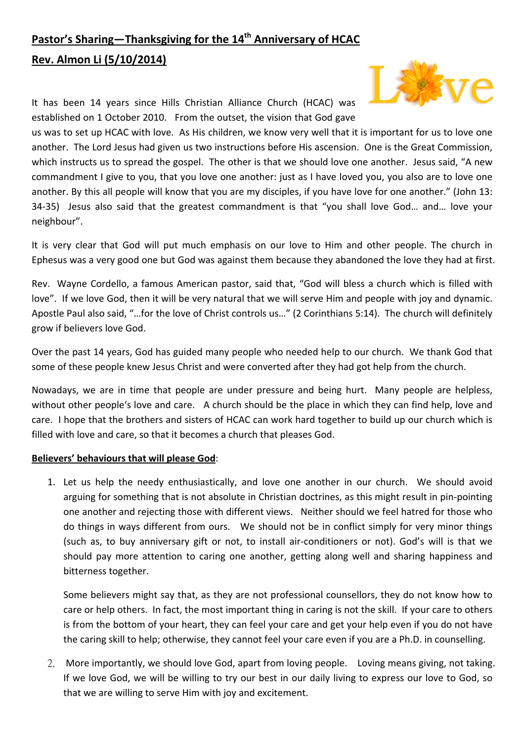**Pastor's Sharing—Thanksgiving for the 14th Anniversary of HCAC**

**Rev. Almon Li (5/10/2014)**

It has been 14 years since Hills Christian Alliance Church (HCAC) was established on 1 October 2010. From the outset, the vision that God gave us was to set up HCAC with love. As His children, we know very well that it is important for us to love one another. The Lord Jesus had given us two instructions before His ascension. One is the Great Commission, which instructs us to spread the gospel. The other is that we should love one another. Jesus said, "A new commandment I give to you, that you love one another: just as I have loved you, you also are to love one another. By this all people will know that you are my disciples, if you have love for one another." (John 13: 34-35) Jesus also said that the greatest commandment is that "you shall love God… and… love your neighbour".

It is very clear that God will put much emphasis on our love to Him and other people. The church in Ephesus was a very good one but God was against them because they abandoned the love they had at first.

Rev. Wayne Cordello, a famous American pastor, said that, "God will bless a church which is filled with love". If we love God, then it will be very natural that we will serve Him and people with joy and dynamic. Apostle Paul also said, "…for the love of Christ controls us…" (2 Corinthians 5:14). The church will definitely grow if believers love God.

Over the past 14 years, God has guided many people who needed help to our church. We thank God that some of these people knew Jesus Christ and were converted after they had got help from the church.

Nowadays, we are in time that people are under pressure and being hurt. Many people are helpless, without other people's love and care. A church should be the place in which they can find help, love and care. I hope that the brothers and sisters of HCAC can work hard together to build up our church which is filled with love and care, so that it becomes a church that pleases God.

**Believers' behaviours that will please God**:

1. Let us help the needy enthusiastically, and love one another in our church. We should avoid arguing for something that is not absolute in Christian doctrines, as this might result in pin-pointing one another and rejecting those with different views. Neither should we feel hatred for those who do things in ways different from ours. We should not be in conflict simply for very minor things (such as, to buy anniversary gift or not, to install air-conditioners or not). God's will is that we should pay more attention to caring one another, getting along well and sharing happiness and bitterness together.

   Some believers might say that, as they are not professional counsellors, they do not know how to care or help others. In fact, the most important thing in caring is not the skill. If your care to others is from the bottom of your heart, they can feel your care and get your help even if you do not have the caring skill to help; otherwise, they cannot feel your care even if you are a Ph.D. in counselling.

2. More importantly, we should love God, apart from loving people. Loving means giving, not taking. If we love God, we will be willing to try our best in our daily living to express our love to God, so that we are willing to serve Him with joy and excitement.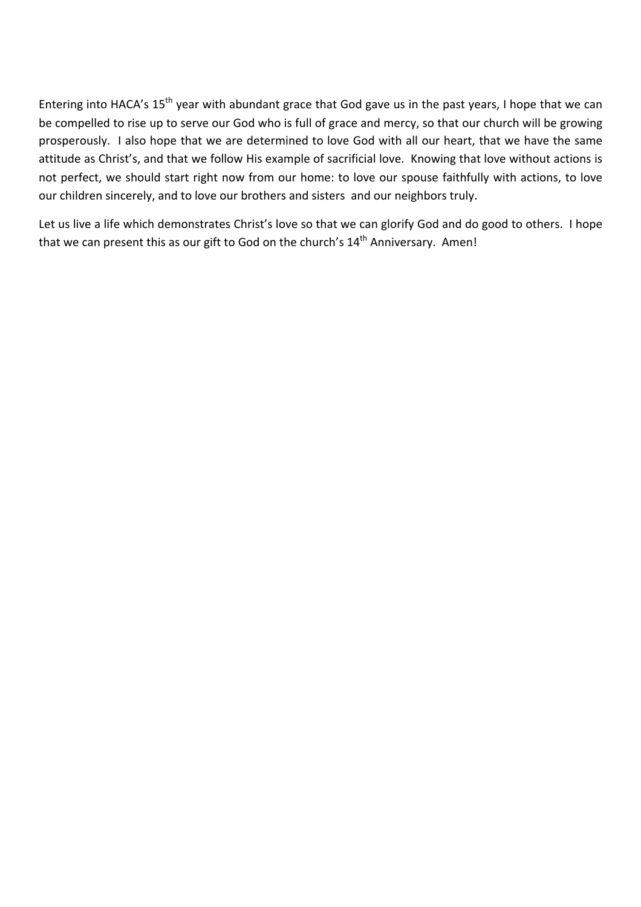Entering into HACA's 15th year with abundant grace that God gave us in the past years, I hope that we can be compelled to rise up to serve our God who is full of grace and mercy, so that our church will be growing prosperously. I also hope that we are determined to love God with all our heart, that we have the same attitude as Christ's, and that we follow His example of sacrificial love. Knowing that love without actions is not perfect, we should start right now from our home: to love our spouse faithfully with actions, to love our children sincerely, and to love our brothers and sisters and our neighbors truly.

Let us live a life which demonstrates Christ's love so that we can glorify God and do good to others. I hope that we can present this as our gift to God on the church's 14th Anniversary. Amen!